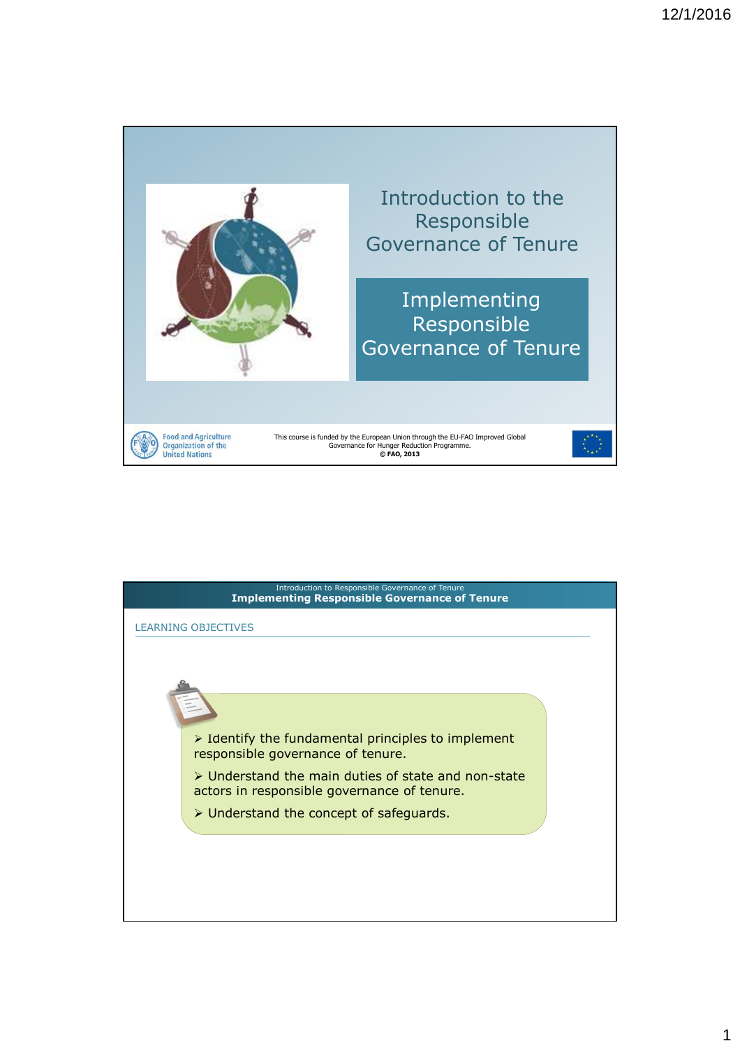# Introduction to the Responsible Governance of Tenure

## Implementing Responsible Governance of Tenure

Food and Agriculture Organization of the United Nations

This course is funded by the European Union through the EU-FAO Improved Global Governance for Hunger Reduction Programme.
**© FAO, 2013**

---

Introduction to Responsible Governance of Tenure
**Implementing Responsible Governance of Tenure**

LEARNING OBJECTIVES

- Identify the fundamental principles to implement responsible governance of tenure.
- Understand the main duties of state and non-state actors in responsible governance of tenure.
- Understand the concept of safeguards.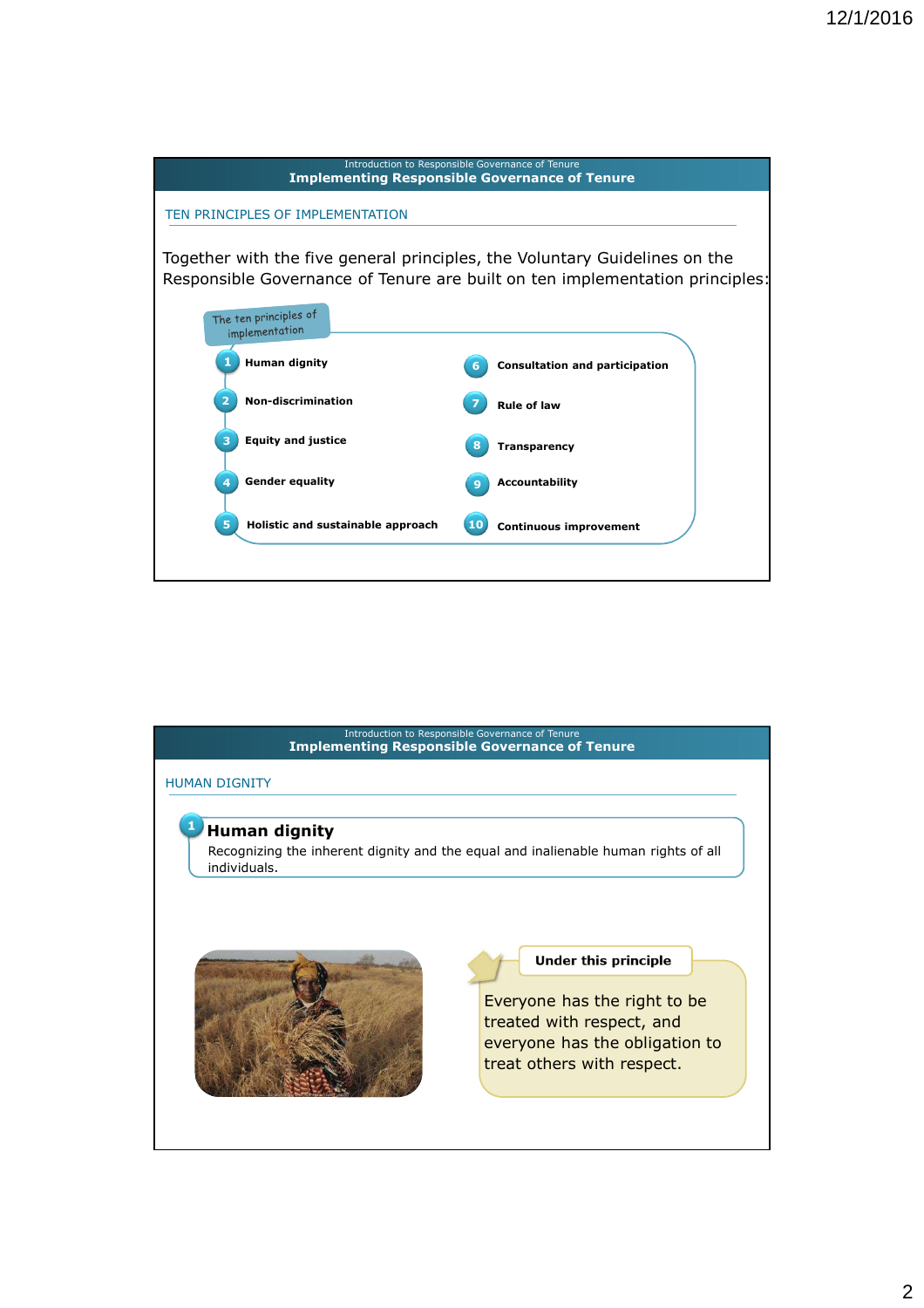## Introduction to Responsible Governance of Tenure
### Implementing Responsible Governance of Tenure

TEN PRINCIPLES OF IMPLEMENTATION

Together with the five general principles, the Voluntary Guidelines on the Responsible Governance of Tenure are built on ten implementation principles:

The ten principles of implementation

1. **Human dignity**
2. **Non-discrimination**
3. **Equity and justice**
4. **Gender equality**
5. **Holistic and sustainable approach**
6. **Consultation and participation**
7. **Rule of law**
8. **Transparency**
9. **Accountability**
10. **Continuous improvement**

## Introduction to Responsible Governance of Tenure
### Implementing Responsible Governance of Tenure

HUMAN DIGNITY

1. **Human dignity**

Recognizing the inherent dignity and the equal and inalienable human rights of all individuals.

**Under this principle**

Everyone has the right to be treated with respect, and everyone has the obligation to treat others with respect.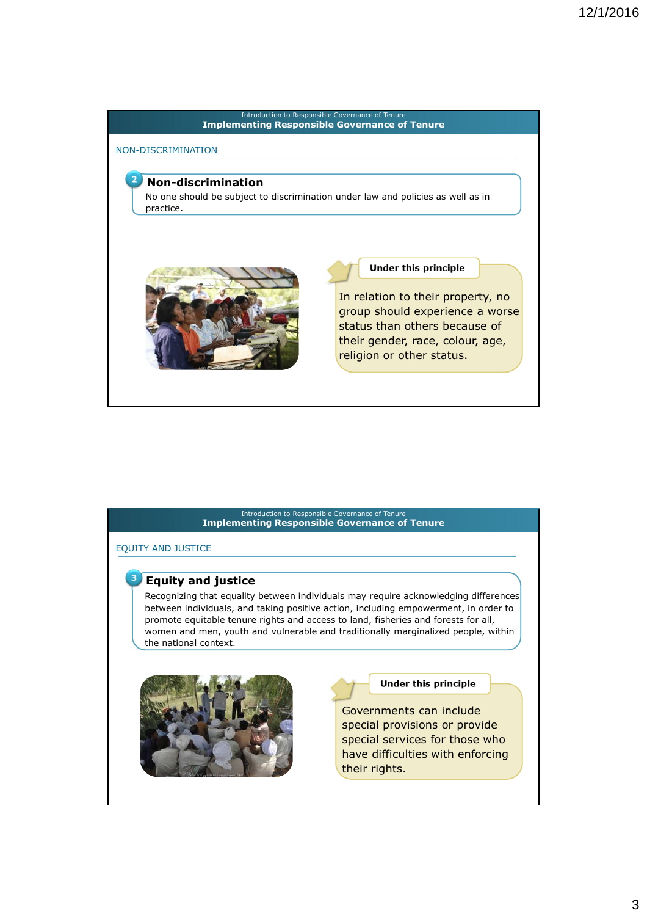Introduction to Responsible Governance of Tenure

## Implementing Responsible Governance of Tenure

### NON-DISCRIMINATION

**2 Non-discrimination**

No one should be subject to discrimination under law and policies as well as in practice.

**Under this principle**

In relation to their property, no group should experience a worse status than others because of their gender, race, colour, age, religion or other status.

Introduction to Responsible Governance of Tenure

## Implementing Responsible Governance of Tenure

### EQUITY AND JUSTICE

**3 Equity and justice**

Recognizing that equality between individuals may require acknowledging differences between individuals, and taking positive action, including empowerment, in order to promote equitable tenure rights and access to land, fisheries and forests for all, women and men, youth and vulnerable and traditionally marginalized people, within the national context.

**Under this principle**

Governments can include special provisions or provide special services for those who have difficulties with enforcing their rights.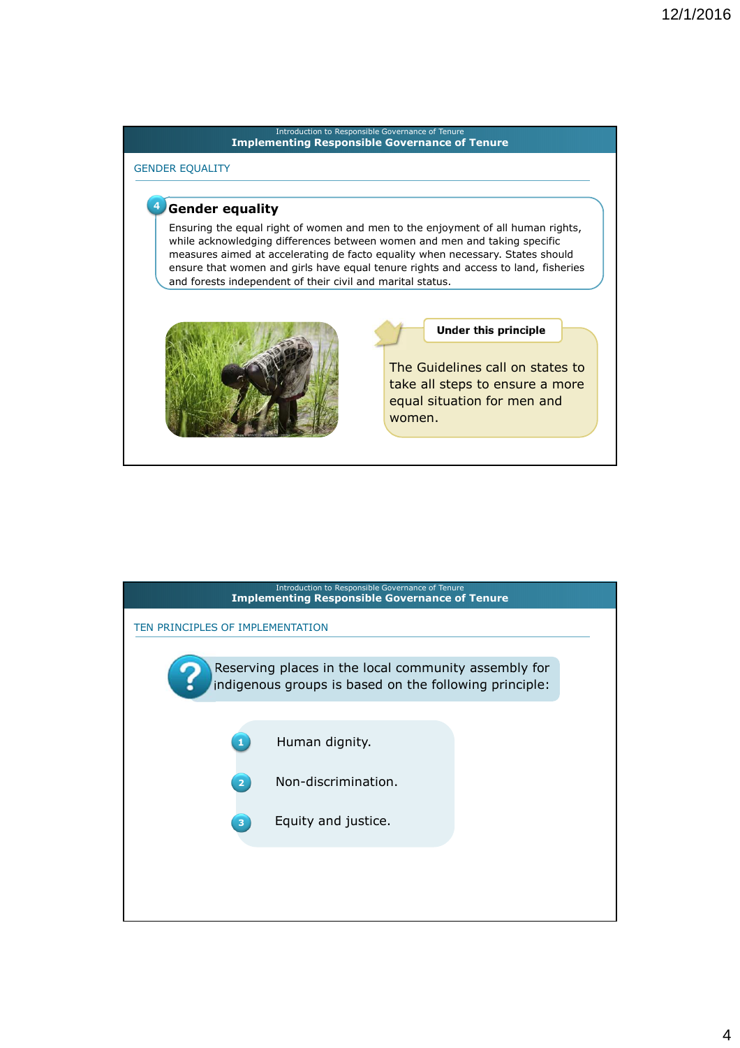Introduction to Responsible Governance of Tenure

**Implementing Responsible Governance of Tenure**

GENDER EQUALITY

### 4 Gender equality

Ensuring the equal right of women and men to the enjoyment of all human rights, while acknowledging differences between women and men and taking specific measures aimed at accelerating de facto equality when necessary. States should ensure that women and girls have equal tenure rights and access to land, fisheries and forests independent of their civil and marital status.

**Under this principle**

The Guidelines call on states to take all steps to ensure a more equal situation for men and women.

---

Introduction to Responsible Governance of Tenure

**Implementing Responsible Governance of Tenure**

TEN PRINCIPLES OF IMPLEMENTATION

Reserving places in the local community assembly for indigenous groups is based on the following principle:

1. Human dignity.
2. Non-discrimination.
3. Equity and justice.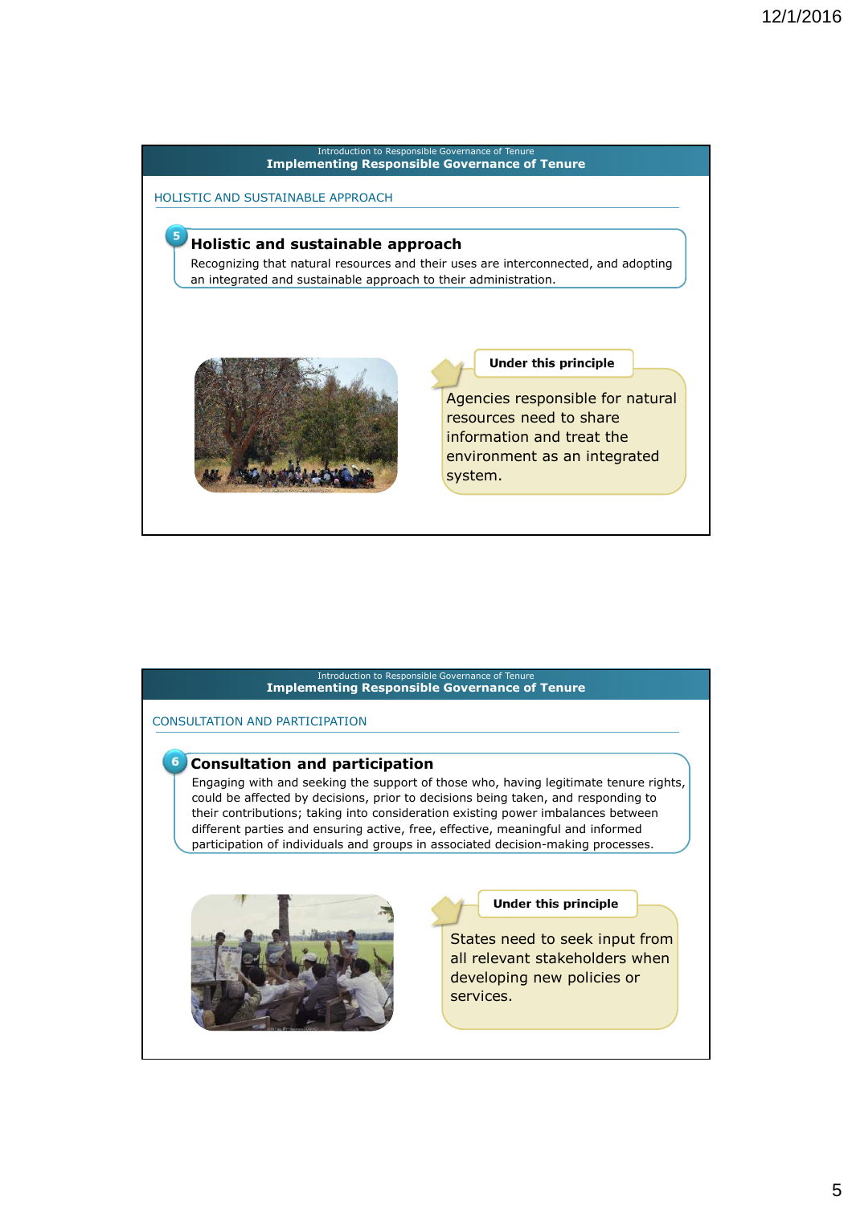## Implementing Responsible Governance of Tenure

Introduction to Responsible Governance of Tenure

HOLISTIC AND SUSTAINABLE APPROACH

### 5 Holistic and sustainable approach

Recognizing that natural resources and their uses are interconnected, and adopting an integrated and sustainable approach to their administration.

**Under this principle**

Agencies responsible for natural resources need to share information and treat the environment as an integrated system.

---

## Implementing Responsible Governance of Tenure

Introduction to Responsible Governance of Tenure

CONSULTATION AND PARTICIPATION

### 6 Consultation and participation

Engaging with and seeking the support of those who, having legitimate tenure rights, could be affected by decisions, prior to decisions being taken, and responding to their contributions; taking into consideration existing power imbalances between different parties and ensuring active, free, effective, meaningful and informed participation of individuals and groups in associated decision-making processes.

**Under this principle**

States need to seek input from all relevant stakeholders when developing new policies or services.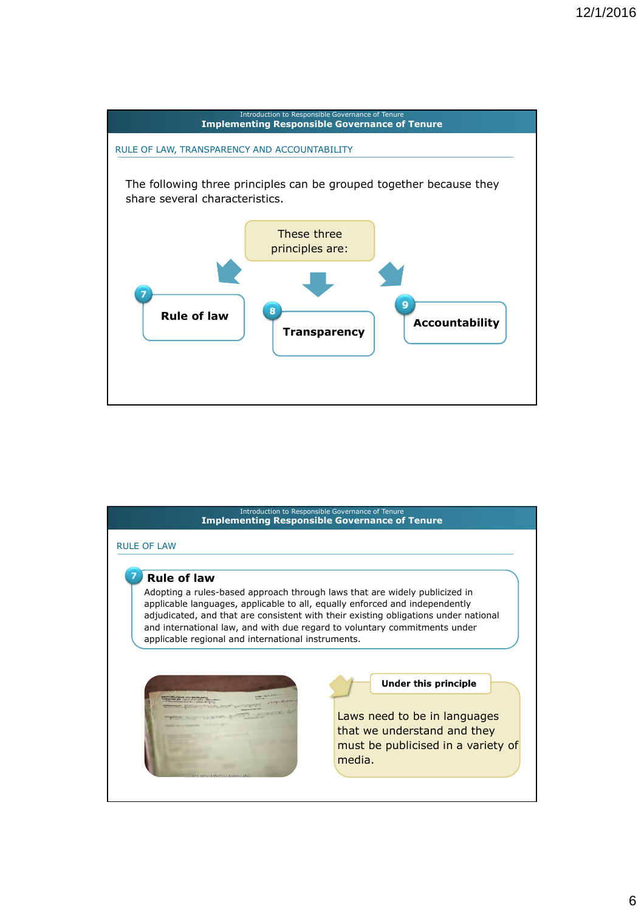Introduction to Responsible Governance of Tenure

## Implementing Responsible Governance of Tenure

### RULE OF LAW, TRANSPARENCY AND ACCOUNTABILITY

The following three principles can be grouped together because they share several characteristics.

These three principles are:

- 7 **Rule of law**
- 8 **Transparency**
- 9 **Accountability**

Introduction to Responsible Governance of Tenure

## Implementing Responsible Governance of Tenure

### RULE OF LAW

**7 Rule of law**

Adopting a rules-based approach through laws that are widely publicized in applicable languages, applicable to all, equally enforced and independently adjudicated, and that are consistent with their existing obligations under national and international law, and with due regard to voluntary commitments under applicable regional and international instruments.

**Under this principle**

Laws need to be in languages that we understand and they must be publicised in a variety of media.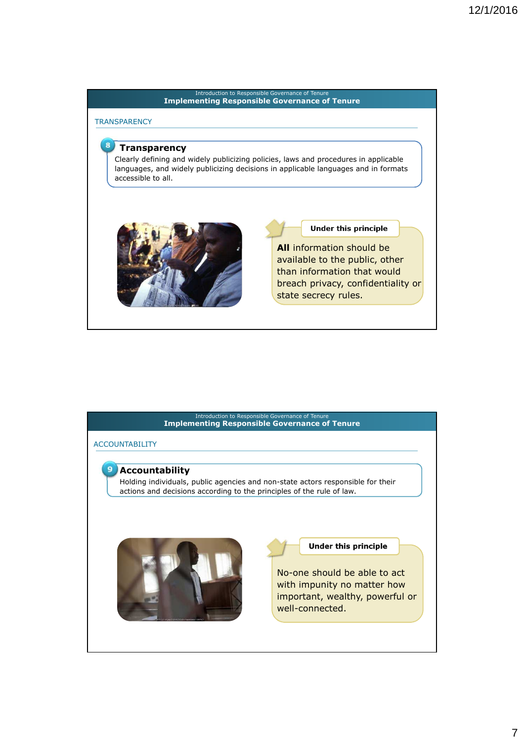Introduction to Responsible Governance of Tenure

## Implementing Responsible Governance of Tenure

### TRANSPARENCY

**8 Transparency**

Clearly defining and widely publicizing policies, laws and procedures in applicable languages, and widely publicizing decisions in applicable languages and in formats accessible to all.

**Under this principle**

**All** information should be available to the public, other than information that would breach privacy, confidentiality or state secrecy rules.

---

Introduction to Responsible Governance of Tenure

## Implementing Responsible Governance of Tenure

### ACCOUNTABILITY

**9 Accountability**

Holding individuals, public agencies and non-state actors responsible for their actions and decisions according to the principles of the rule of law.

**Under this principle**

No-one should be able to act with impunity no matter how important, wealthy, powerful or well-connected.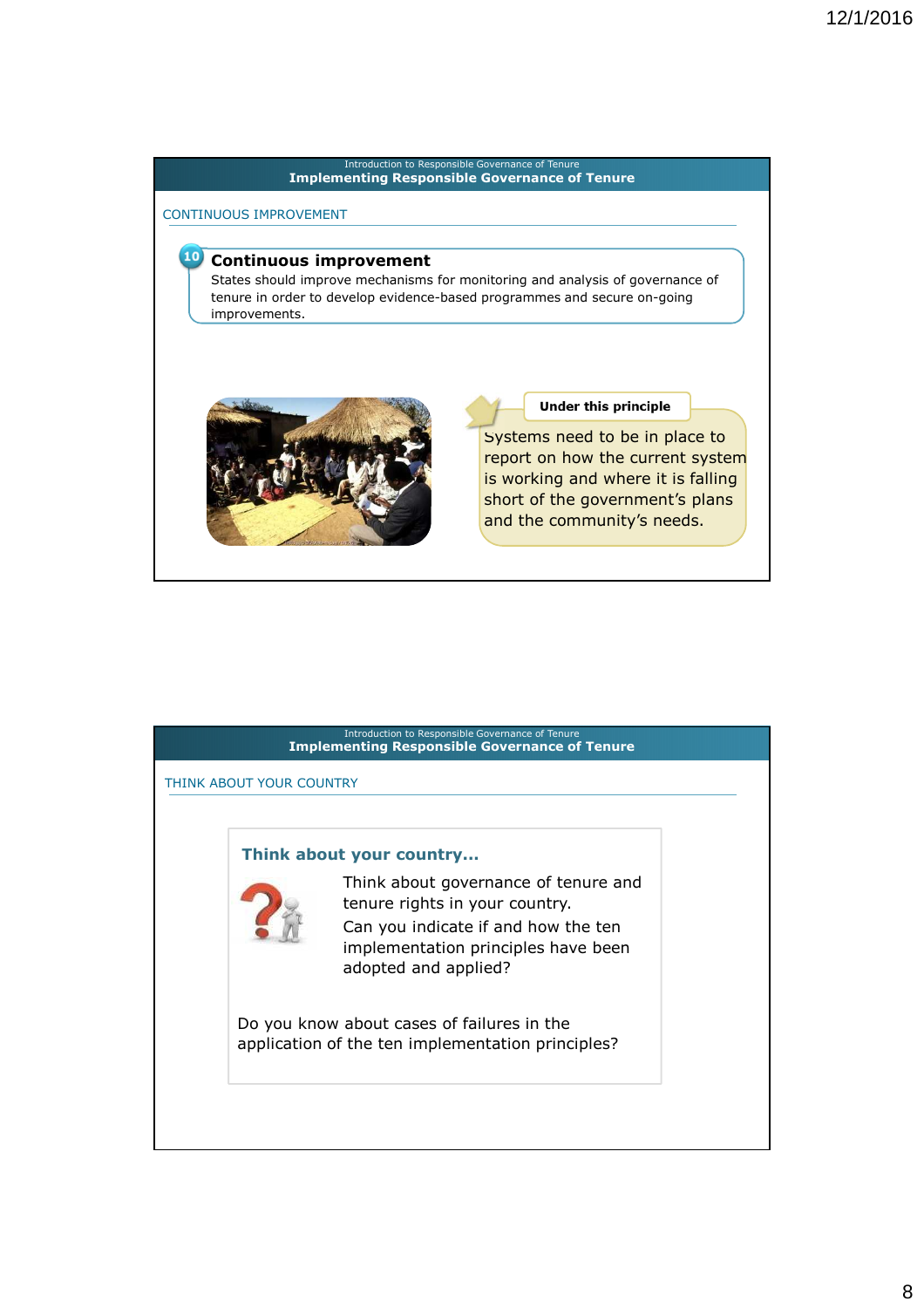Introduction to Responsible Governance of Tenure

## Implementing Responsible Governance of Tenure

CONTINUOUS IMPROVEMENT

**10 Continuous improvement**

States should improve mechanisms for monitoring and analysis of governance of tenure in order to develop evidence-based programmes and secure on-going improvements.

**Under this principle**

Systems need to be in place to report on how the current system is working and where it is falling short of the government's plans and the community's needs.

Introduction to Responsible Governance of Tenure

## Implementing Responsible Governance of Tenure

THINK ABOUT YOUR COUNTRY

**Think about your country...**

Think about governance of tenure and tenure rights in your country.

Can you indicate if and how the ten implementation principles have been adopted and applied?

Do you know about cases of failures in the application of the ten implementation principles?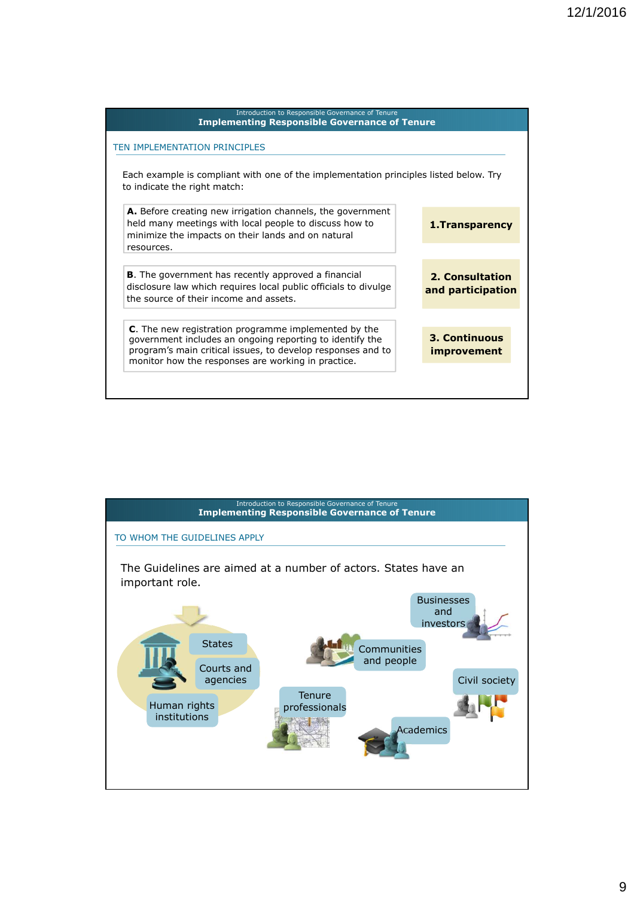Introduction to Responsible Governance of Tenure

## Implementing Responsible Governance of Tenure

### TEN IMPLEMENTATION PRINCIPLES

Each example is compliant with one of the implementation principles listed below. Try to indicate the right match:

**A.** Before creating new irrigation channels, the government held many meetings with local people to discuss how to minimize the impacts on their lands and on natural resources.

**B**. The government has recently approved a financial disclosure law which requires local public officials to divulge the source of their income and assets.

**C**. The new registration programme implemented by the government includes an ongoing reporting to identify the program's main critical issues, to develop responses and to monitor how the responses are working in practice.

**1.Transparency**

**2. Consultation and participation**

**3. Continuous improvement**

Introduction to Responsible Governance of Tenure

## Implementing Responsible Governance of Tenure

### TO WHOM THE GUIDELINES APPLY

The Guidelines are aimed at a number of actors. States have an important role.

- States
- Courts and agencies
- Human rights institutions
- Businesses and investors
- Communities and people
- Civil society
- Tenure professionals
- Academics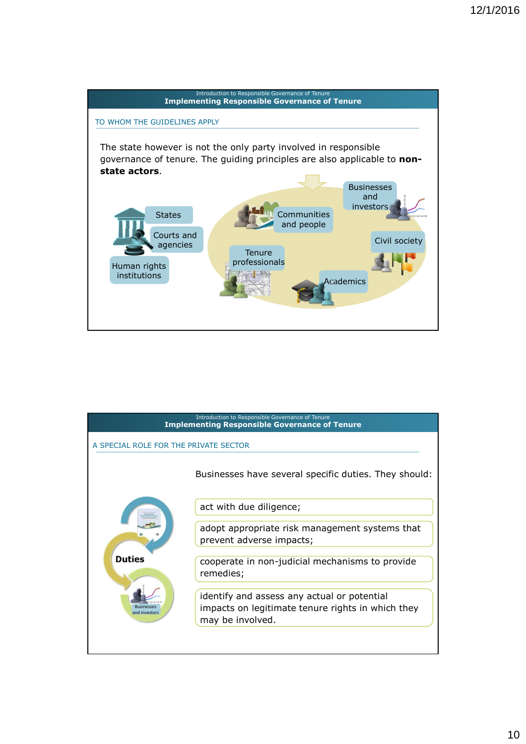## Introduction to Responsible Governance of Tenure
### Implementing Responsible Governance of Tenure

TO WHOM THE GUIDELINES APPLY

The state however is not the only party involved in responsible governance of tenure. The guiding principles are also applicable to **non-state actors**.

- States
- Courts and agencies
- Human rights institutions
- Communities and people
- Businesses and investors
- Civil society
- Tenure professionals
- Academics

## Introduction to Responsible Governance of Tenure
### Implementing Responsible Governance of Tenure

A SPECIAL ROLE FOR THE PRIVATE SECTOR

**Duties** — Businesses and investors

Businesses have several specific duties. They should:

- act with due diligence;
- adopt appropriate risk management systems that prevent adverse impacts;
- cooperate in non-judicial mechanisms to provide remedies;
- identify and assess any actual or potential impacts on legitimate tenure rights in which they may be involved.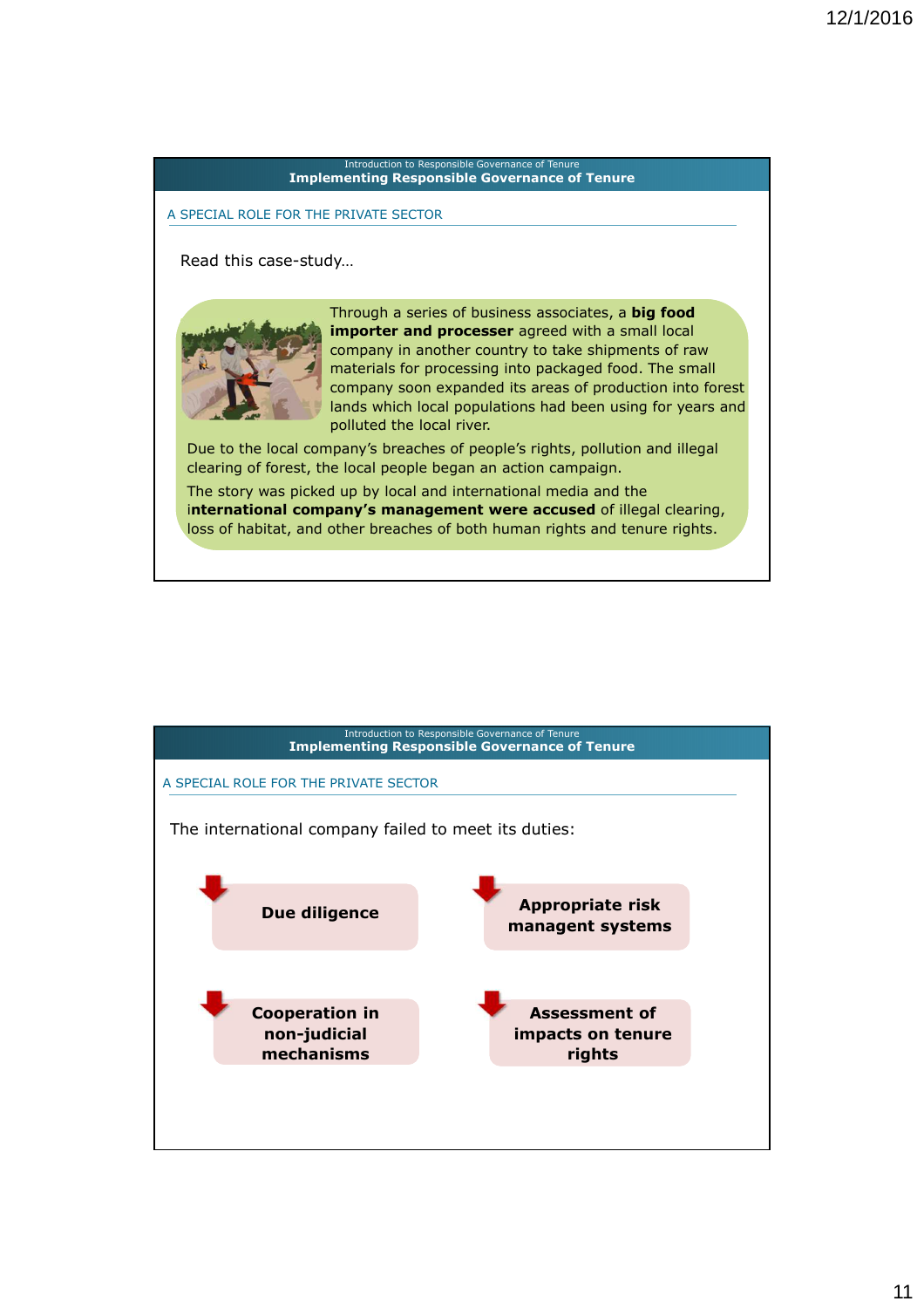Introduction to Responsible Governance of Tenure

## Implementing Responsible Governance of Tenure

### A SPECIAL ROLE FOR THE PRIVATE SECTOR

Read this case-study…

Through a series of business associates, a **big food importer and processer** agreed with a small local company in another country to take shipments of raw materials for processing into packaged food. The small company soon expanded its areas of production into forest lands which local populations had been using for years and polluted the local river.

Due to the local company's breaches of people's rights, pollution and illegal clearing of forest, the local people began an action campaign.

The story was picked up by local and international media and the **international company's management were accused** of illegal clearing, loss of habitat, and other breaches of both human rights and tenure rights.

---

Introduction to Responsible Governance of Tenure

## Implementing Responsible Governance of Tenure

### A SPECIAL ROLE FOR THE PRIVATE SECTOR

The international company failed to meet its duties:

- **Due diligence**
- **Appropriate risk managent systems**
- **Cooperation in non-judicial mechanisms**
- **Assessment of impacts on tenure rights**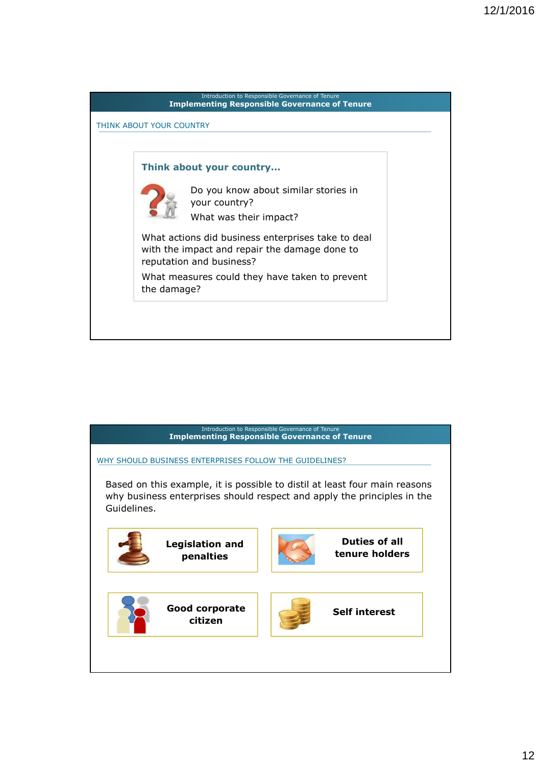Introduction to Responsible Governance of Tenure

**Implementing Responsible Governance of Tenure**

## THINK ABOUT YOUR COUNTRY

### Think about your country...

Do you know about similar stories in your country?

What was their impact?

What actions did business enterprises take to deal with the impact and repair the damage done to reputation and business?

What measures could they have taken to prevent the damage?

Introduction to Responsible Governance of Tenure

**Implementing Responsible Governance of Tenure**

## WHY SHOULD BUSINESS ENTERPRISES FOLLOW THE GUIDELINES?

Based on this example, it is possible to distil at least four main reasons why business enterprises should respect and apply the principles in the Guidelines.

- **Legislation and penalties**
- **Duties of all tenure holders**
- **Good corporate citizen**
- **Self interest**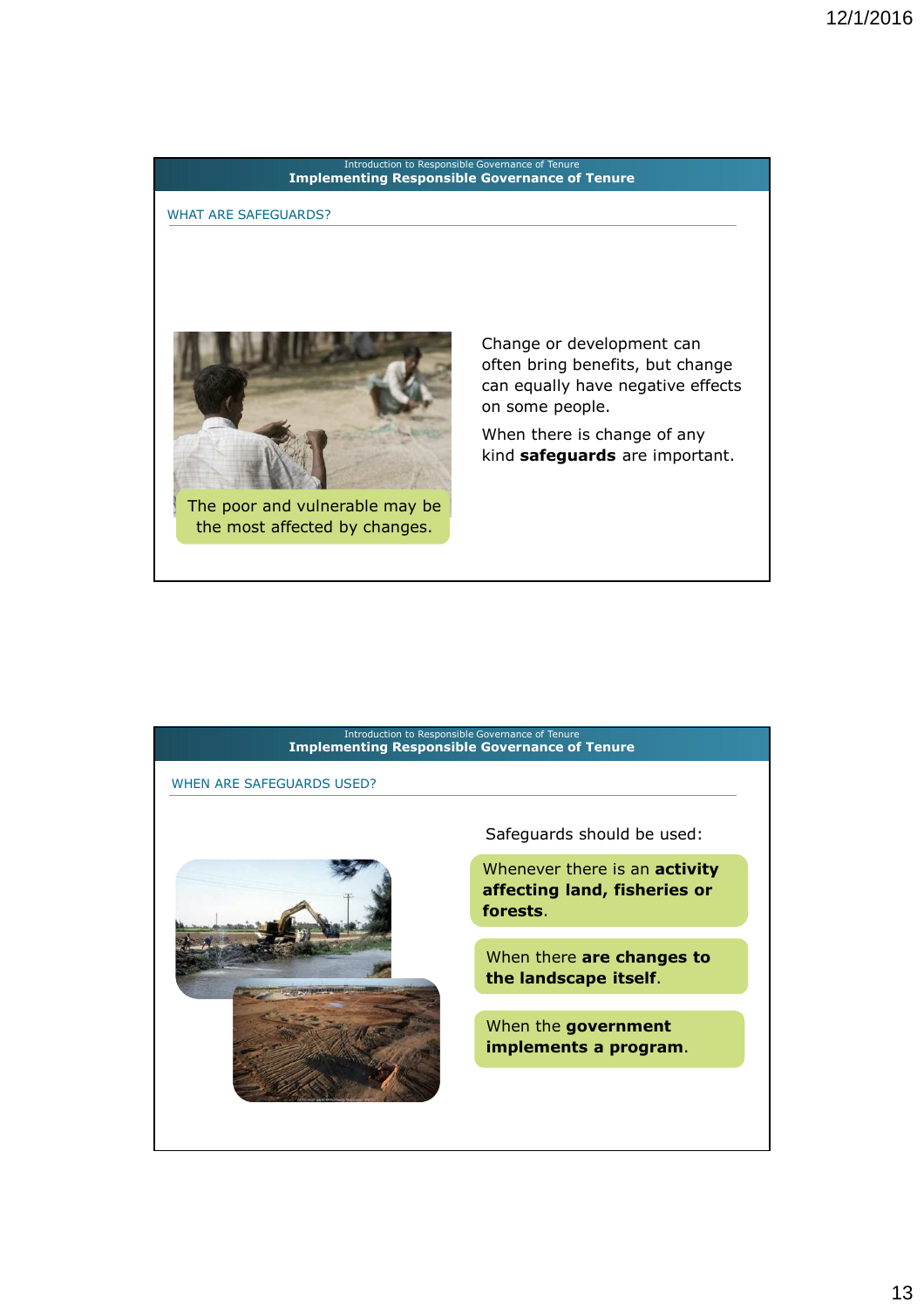Introduction to Responsible Governance of Tenure

## Implementing Responsible Governance of Tenure

### WHAT ARE SAFEGUARDS?

The poor and vulnerable may be the most affected by changes.

Change or development can often bring benefits, but change can equally have negative effects on some people.

When there is change of any kind **safeguards** are important.

Introduction to Responsible Governance of Tenure

## Implementing Responsible Governance of Tenure

### WHEN ARE SAFEGUARDS USED?

Safeguards should be used:

- Whenever there is an **activity affecting land, fisheries or forests**.
- When there **are changes to the landscape itself**.
- When the **government implements a program**.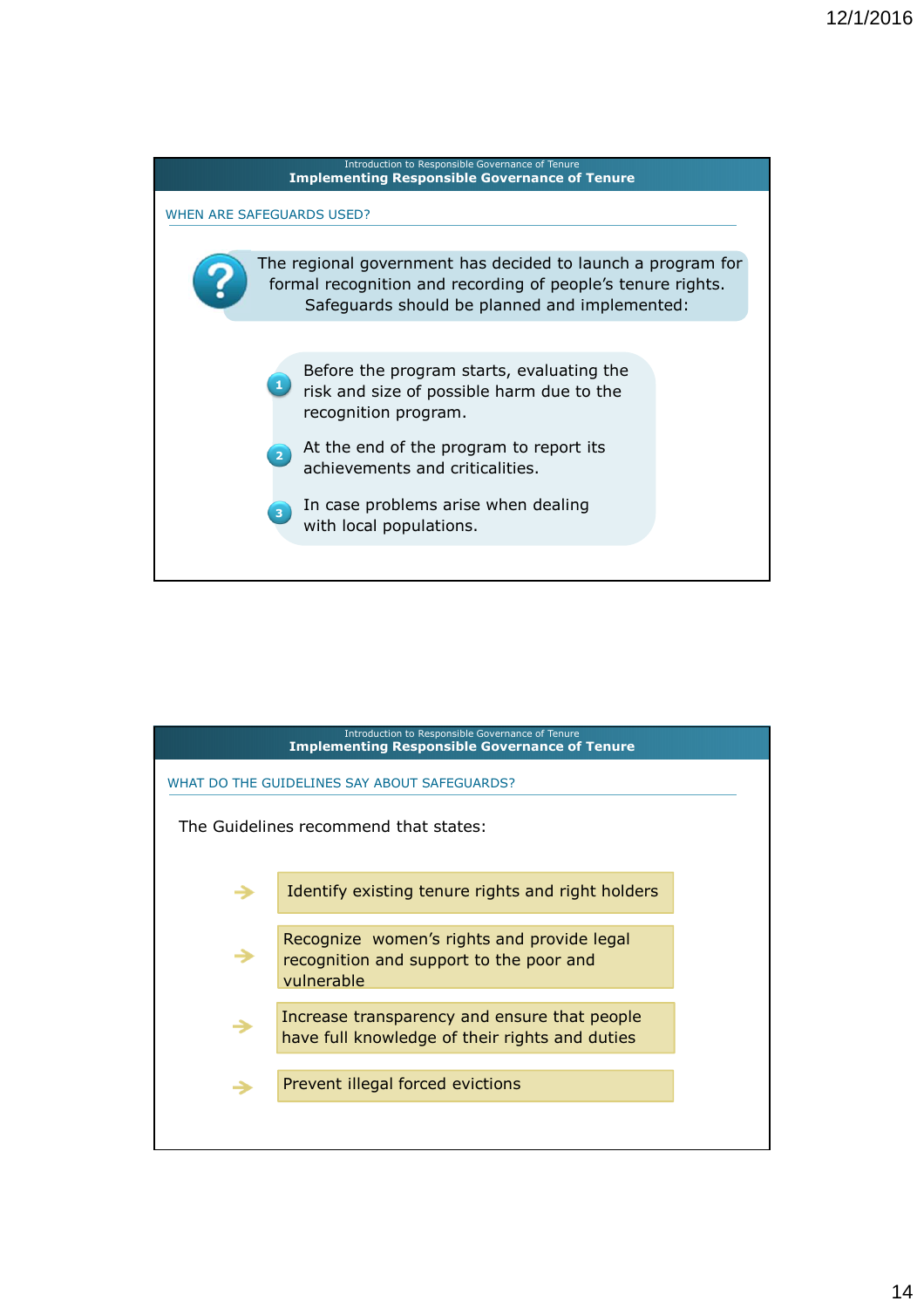Introduction to Responsible Governance of Tenure

## Implementing Responsible Governance of Tenure

### WHEN ARE SAFEGUARDS USED?

The regional government has decided to launch a program for formal recognition and recording of people's tenure rights. Safeguards should be planned and implemented:

1. Before the program starts, evaluating the risk and size of possible harm due to the recognition program.
2. At the end of the program to report its achievements and criticalities.
3. In case problems arise when dealing with local populations.

Introduction to Responsible Governance of Tenure

## Implementing Responsible Governance of Tenure

### WHAT DO THE GUIDELINES SAY ABOUT SAFEGUARDS?

The Guidelines recommend that states:

- Identify existing tenure rights and right holders
- Recognize women's rights and provide legal recognition and support to the poor and vulnerable
- Increase transparency and ensure that people have full knowledge of their rights and duties
- Prevent illegal forced evictions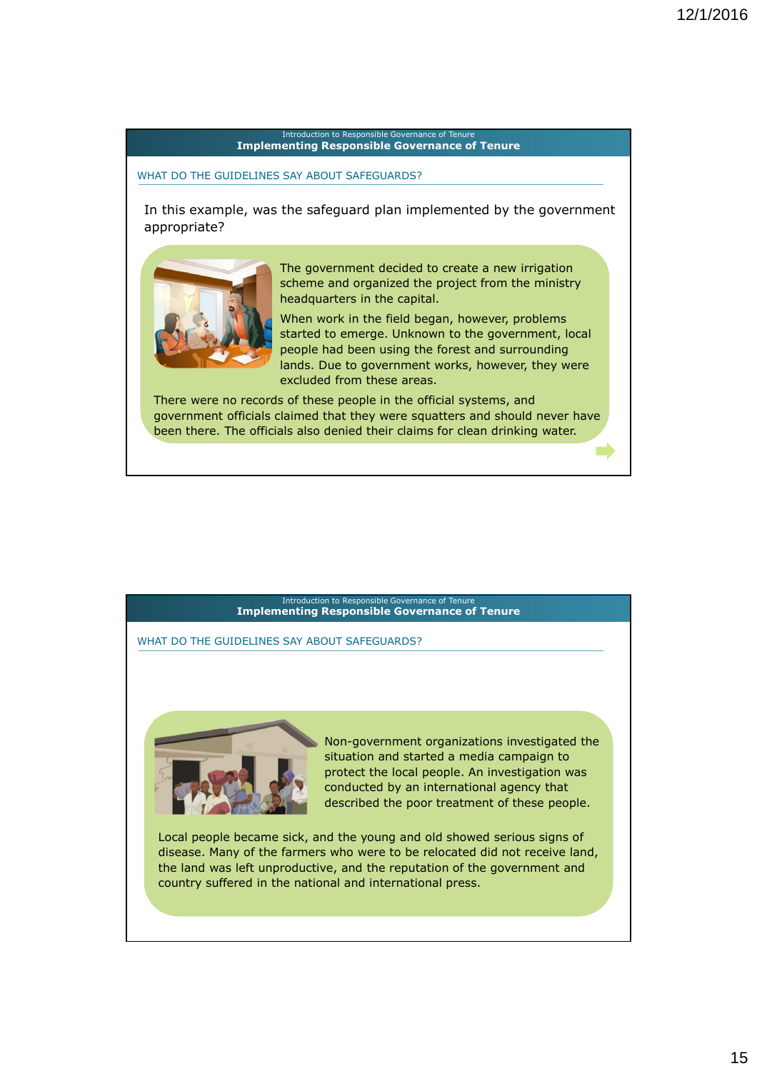Introduction to Responsible Governance of Tenure

## Implementing Responsible Governance of Tenure

### WHAT DO THE GUIDELINES SAY ABOUT SAFEGUARDS?

In this example, was the safeguard plan implemented by the government appropriate?

The government decided to create a new irrigation scheme and organized the project from the ministry headquarters in the capital.

When work in the field began, however, problems started to emerge. Unknown to the government, local people had been using the forest and surrounding lands. Due to government works, however, they were excluded from these areas.

There were no records of these people in the official systems, and government officials claimed that they were squatters and should never have been there. The officials also denied their claims for clean drinking water.

Introduction to Responsible Governance of Tenure

## Implementing Responsible Governance of Tenure

### WHAT DO THE GUIDELINES SAY ABOUT SAFEGUARDS?

Non-government organizations investigated the situation and started a media campaign to protect the local people. An investigation was conducted by an international agency that described the poor treatment of these people.

Local people became sick, and the young and old showed serious signs of disease. Many of the farmers who were to be relocated did not receive land, the land was left unproductive, and the reputation of the government and country suffered in the national and international press.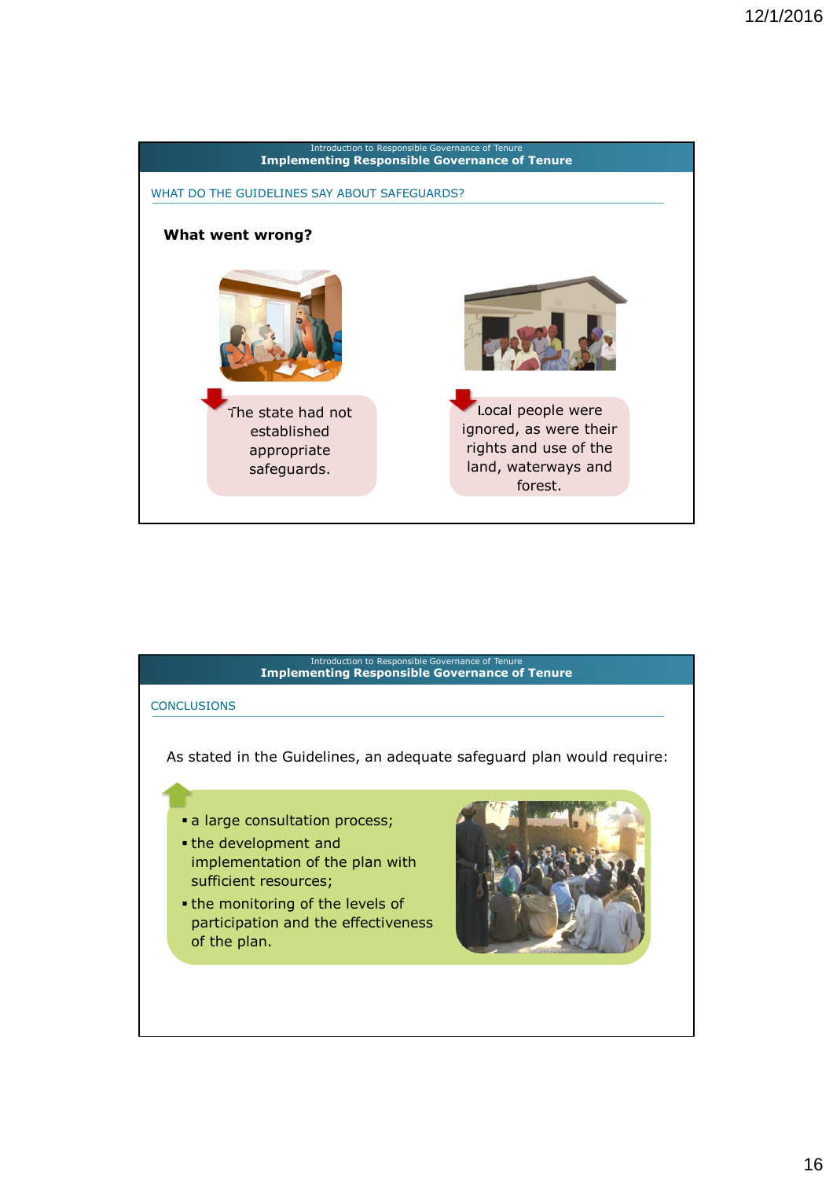Introduction to Responsible Governance of Tenure

## Implementing Responsible Governance of Tenure

### WHAT DO THE GUIDELINES SAY ABOUT SAFEGUARDS?

**What went wrong?**

The state had not established appropriate safeguards.

Local people were ignored, as were their rights and use of the land, waterways and forest.

---

Introduction to Responsible Governance of Tenure

## Implementing Responsible Governance of Tenure

### CONCLUSIONS

As stated in the Guidelines, an adequate safeguard plan would require:

- a large consultation process;
- the development and implementation of the plan with sufficient resources;
- the monitoring of the levels of participation and the effectiveness of the plan.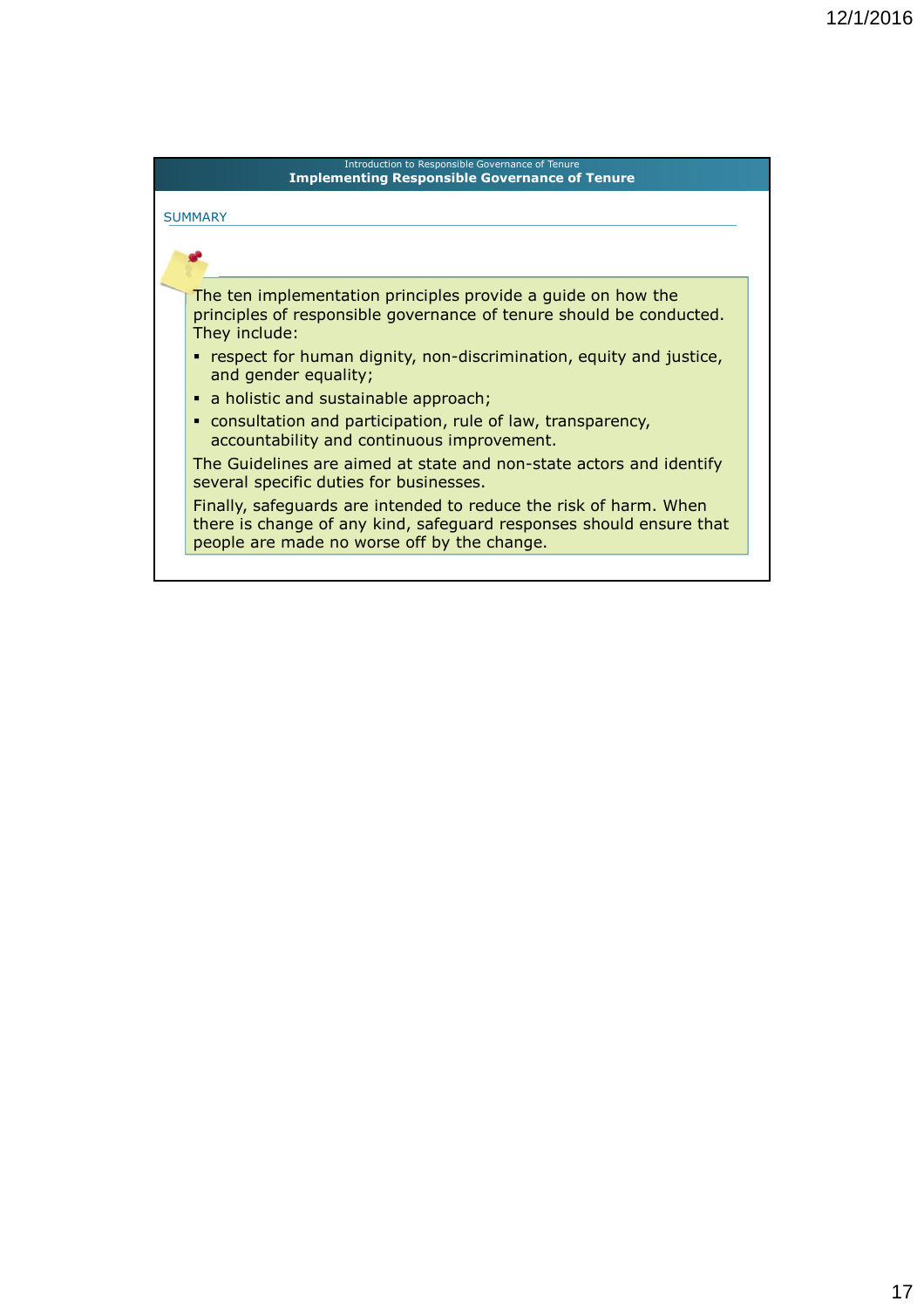Introduction to Responsible Governance of Tenure

## Implementing Responsible Governance of Tenure

### SUMMARY

The ten implementation principles provide a guide on how the principles of responsible governance of tenure should be conducted. They include:

- respect for human dignity, non-discrimination, equity and justice, and gender equality;
- a holistic and sustainable approach;
- consultation and participation, rule of law, transparency, accountability and continuous improvement.

The Guidelines are aimed at state and non-state actors and identify several specific duties for businesses.

Finally, safeguards are intended to reduce the risk of harm. When there is change of any kind, safeguard responses should ensure that people are made no worse off by the change.